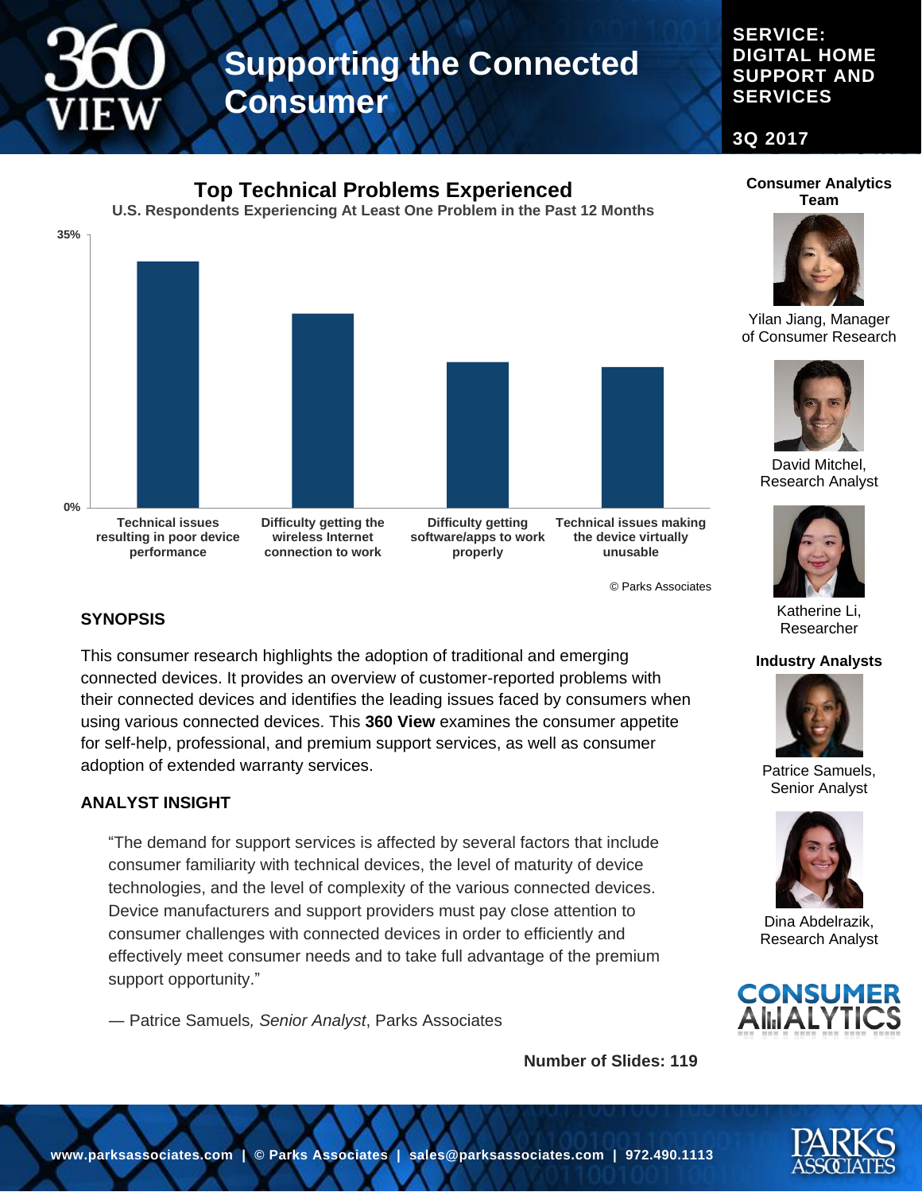# Supporting the Connected Consumer

**SERVICE: DIGITAL HOME SUPPORT AND SERVICES**

**3Q 2017**

## Top Technical Problems Experienced

**U.S. Respondents Experiencing At Least One Problem in the Past 12 Months**

35%

0%

Technical issues resulting in poor device performance | Difficulty getting the wireless Internet connection to work | Difficulty getting software/apps to work properly | Technical issues making the device virtually unusable

© Parks Associates

### SYNOPSIS

This consumer research highlights the adoption of traditional and emerging connected devices. It provides an overview of customer-reported problems with their connected devices and identifies the leading issues faced by consumers when using various connected devices. This **360 View** examines the consumer appetite for self-help, professional, and premium support services, as well as consumer adoption of extended warranty services.

### ANALYST INSIGHT

"The demand for support services is affected by several factors that include consumer familiarity with technical devices, the level of maturity of device technologies, and the level of complexity of the various connected devices. Device manufacturers and support providers must pay close attention to consumer challenges with connected devices in order to efficiently and effectively meet consumer needs and to take full advantage of the premium support opportunity."

— Patrice Samuels, *Senior Analyst*, Parks Associates

**Number of Slides: 119**

**Consumer Analytics Team**

Yilan Jiang, Manager of Consumer Research

David Mitchel, Research Analyst

Katherine Li, Researcher

**Industry Analysts**

Patrice Samuels, Senior Analyst

Dina Abdelrazik, Research Analyst

www.parksassociates.com | © Parks Associates | sales@parksassociates.com | 972.490.1113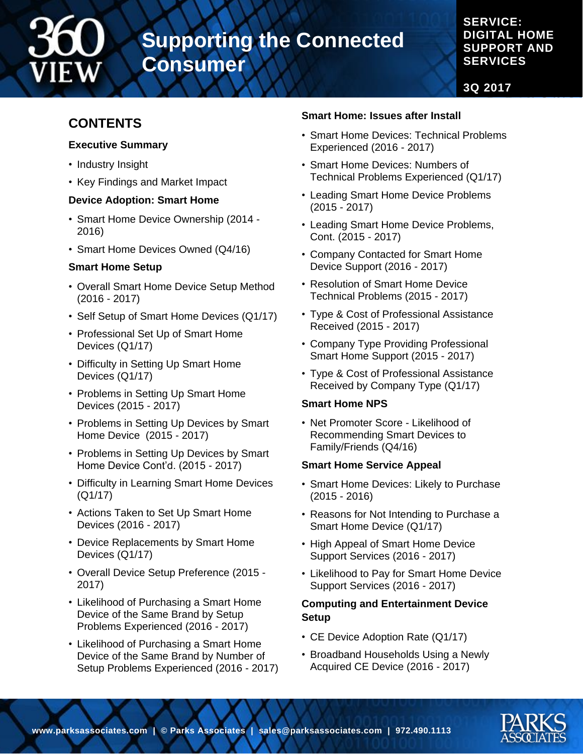# Supporting the Connected Consumer

**SERVICE: DIGITAL HOME SUPPORT AND SERVICES**

**3Q 2017**

## CONTENTS

### Executive Summary

- Industry Insight
- Key Findings and Market Impact

### Device Adoption: Smart Home

- Smart Home Device Ownership (2014 - 2016)
- Smart Home Devices Owned (Q4/16)

### Smart Home Setup

- Overall Smart Home Device Setup Method (2016 - 2017)
- Self Setup of Smart Home Devices (Q1/17)
- Professional Set Up of Smart Home Devices (Q1/17)
- Difficulty in Setting Up Smart Home Devices (Q1/17)
- Problems in Setting Up Smart Home Devices (2015 - 2017)
- Problems in Setting Up Devices by Smart Home Device (2015 - 2017)
- Problems in Setting Up Devices by Smart Home Device Cont'd. (2015 - 2017)
- Difficulty in Learning Smart Home Devices (Q1/17)
- Actions Taken to Set Up Smart Home Devices (2016 - 2017)
- Device Replacements by Smart Home Devices (Q1/17)
- Overall Device Setup Preference (2015 - 2017)
- Likelihood of Purchasing a Smart Home Device of the Same Brand by Setup Problems Experienced (2016 - 2017)
- Likelihood of Purchasing a Smart Home Device of the Same Brand by Number of Setup Problems Experienced (2016 - 2017)

### Smart Home: Issues after Install

- Smart Home Devices: Technical Problems Experienced (2016 - 2017)
- Smart Home Devices: Numbers of Technical Problems Experienced (Q1/17)
- Leading Smart Home Device Problems (2015 - 2017)
- Leading Smart Home Device Problems, Cont. (2015 - 2017)
- Company Contacted for Smart Home Device Support (2016 - 2017)
- Resolution of Smart Home Device Technical Problems (2015 - 2017)
- Type & Cost of Professional Assistance Received (2015 - 2017)
- Company Type Providing Professional Smart Home Support (2015 - 2017)
- Type & Cost of Professional Assistance Received by Company Type (Q1/17)

### Smart Home NPS

- Net Promoter Score - Likelihood of Recommending Smart Devices to Family/Friends (Q4/16)

### Smart Home Service Appeal

- Smart Home Devices: Likely to Purchase (2015 - 2016)
- Reasons for Not Intending to Purchase a Smart Home Device (Q1/17)
- High Appeal of Smart Home Device Support Services (2016 - 2017)
- Likelihood to Pay for Smart Home Device Support Services (2016 - 2017)

### Computing and Entertainment Device Setup

- CE Device Adoption Rate (Q1/17)
- Broadband Households Using a Newly Acquired CE Device (2016 - 2017)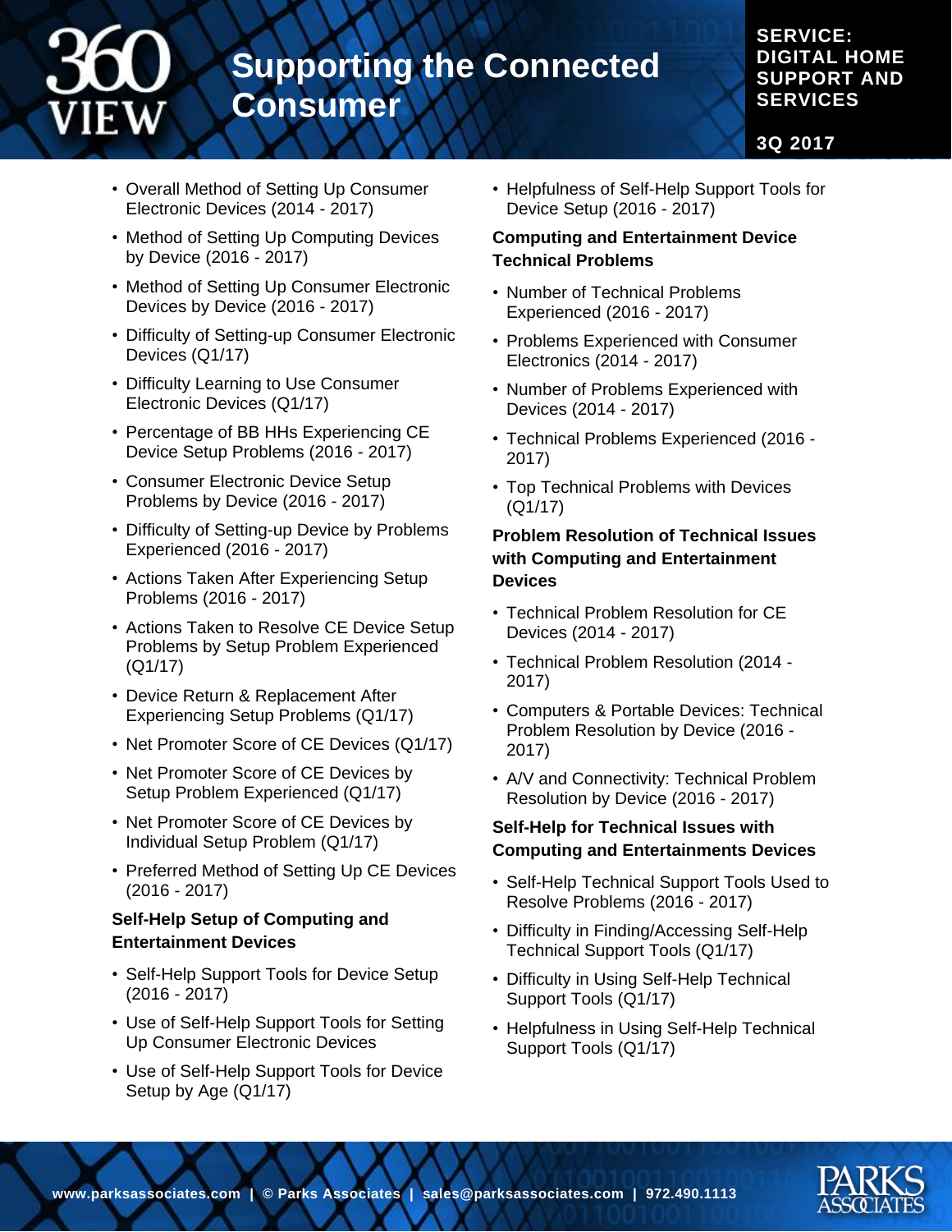- Overall Method of Setting Up Consumer Electronic Devices (2014 - 2017)
- Method of Setting Up Computing Devices by Device (2016 - 2017)
- Method of Setting Up Consumer Electronic Devices by Device (2016 - 2017)
- Difficulty of Setting-up Consumer Electronic Devices (Q1/17)
- Difficulty Learning to Use Consumer Electronic Devices (Q1/17)
- Percentage of BB HHs Experiencing CE Device Setup Problems (2016 - 2017)
- Consumer Electronic Device Setup Problems by Device (2016 - 2017)
- Difficulty of Setting-up Device by Problems Experienced (2016 - 2017)
- Actions Taken After Experiencing Setup Problems (2016 - 2017)
- Actions Taken to Resolve CE Device Setup Problems by Setup Problem Experienced (Q1/17)
- Device Return & Replacement After Experiencing Setup Problems (Q1/17)
- Net Promoter Score of CE Devices (Q1/17)
- Net Promoter Score of CE Devices by Setup Problem Experienced (Q1/17)
- Net Promoter Score of CE Devices by Individual Setup Problem (Q1/17)
- Preferred Method of Setting Up CE Devices (2016 - 2017)

**Self-Help Setup of Computing and Entertainment Devices**

- Self-Help Support Tools for Device Setup (2016 - 2017)
- Use of Self-Help Support Tools for Setting Up Consumer Electronic Devices
- Use of Self-Help Support Tools for Device Setup by Age (Q1/17)
- Helpfulness of Self-Help Support Tools for Device Setup (2016 - 2017)

**Computing and Entertainment Device Technical Problems**

- Number of Technical Problems Experienced (2016 - 2017)
- Problems Experienced with Consumer Electronics (2014 - 2017)
- Number of Problems Experienced with Devices (2014 - 2017)
- Technical Problems Experienced (2016 - 2017)
- Top Technical Problems with Devices (Q1/17)

**Problem Resolution of Technical Issues with Computing and Entertainment Devices**

- Technical Problem Resolution for CE Devices (2014 - 2017)
- Technical Problem Resolution (2014 - 2017)
- Computers & Portable Devices: Technical Problem Resolution by Device (2016 - 2017)
- A/V and Connectivity: Technical Problem Resolution by Device (2016 - 2017)

**Self-Help for Technical Issues with Computing and Entertainments Devices**

- Self-Help Technical Support Tools Used to Resolve Problems (2016 - 2017)
- Difficulty in Finding/Accessing Self-Help Technical Support Tools (Q1/17)
- Difficulty in Using Self-Help Technical Support Tools (Q1/17)
- Helpfulness in Using Self-Help Technical Support Tools (Q1/17)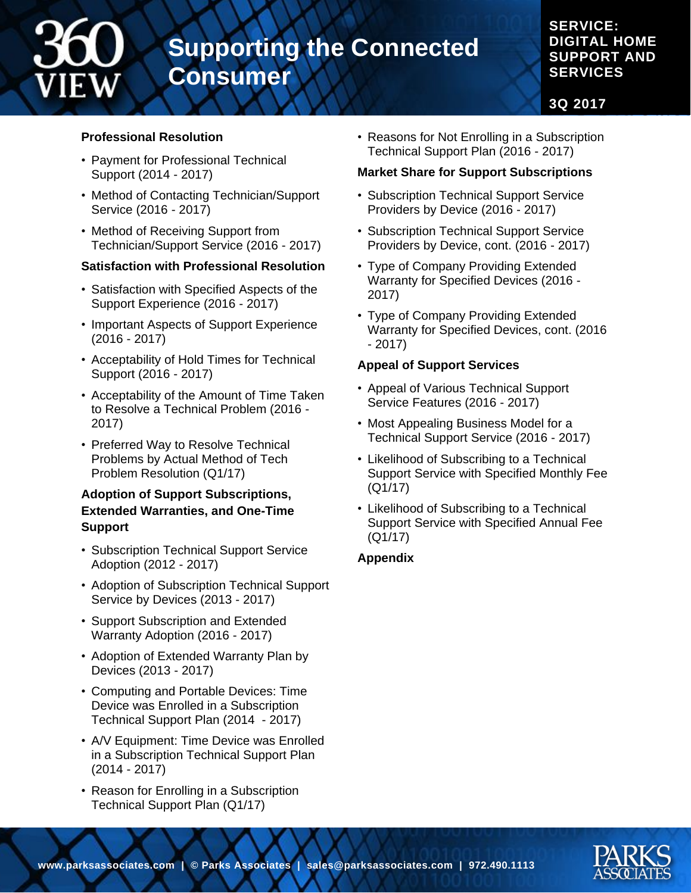### Professional Resolution

- Payment for Professional Technical Support (2014 - 2017)
- Method of Contacting Technician/Support Service (2016 - 2017)
- Method of Receiving Support from Technician/Support Service (2016 - 2017)

### Satisfaction with Professional Resolution

- Satisfaction with Specified Aspects of the Support Experience (2016 - 2017)
- Important Aspects of Support Experience (2016 - 2017)
- Acceptability of Hold Times for Technical Support (2016 - 2017)
- Acceptability of the Amount of Time Taken to Resolve a Technical Problem (2016 - 2017)
- Preferred Way to Resolve Technical Problems by Actual Method of Tech Problem Resolution (Q1/17)

### Adoption of Support Subscriptions, Extended Warranties, and One-Time Support

- Subscription Technical Support Service Adoption (2012 - 2017)
- Adoption of Subscription Technical Support Service by Devices (2013 - 2017)
- Support Subscription and Extended Warranty Adoption (2016 - 2017)
- Adoption of Extended Warranty Plan by Devices (2013 - 2017)
- Computing and Portable Devices: Time Device was Enrolled in a Subscription Technical Support Plan (2014 - 2017)
- A/V Equipment: Time Device was Enrolled in a Subscription Technical Support Plan (2014 - 2017)
- Reason for Enrolling in a Subscription Technical Support Plan (Q1/17)
- Reasons for Not Enrolling in a Subscription Technical Support Plan (2016 - 2017)

### Market Share for Support Subscriptions

- Subscription Technical Support Service Providers by Device (2016 - 2017)
- Subscription Technical Support Service Providers by Device, cont. (2016 - 2017)
- Type of Company Providing Extended Warranty for Specified Devices (2016 - 2017)
- Type of Company Providing Extended Warranty for Specified Devices, cont. (2016 - 2017)

### Appeal of Support Services

- Appeal of Various Technical Support Service Features (2016 - 2017)
- Most Appealing Business Model for a Technical Support Service (2016 - 2017)
- Likelihood of Subscribing to a Technical Support Service with Specified Monthly Fee (Q1/17)
- Likelihood of Subscribing to a Technical Support Service with Specified Annual Fee (Q1/17)

### Appendix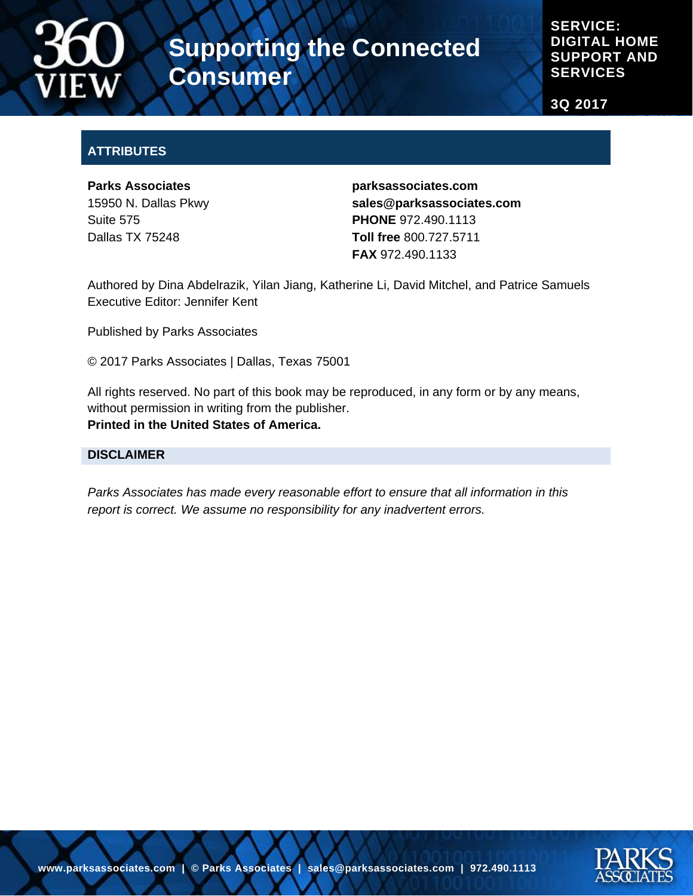# Supporting the Connected Consumer

**SERVICE: DIGITAL HOME SUPPORT AND SERVICES**

**3Q 2017**

## ATTRIBUTES

**Parks Associates**
15950 N. Dallas Pkwy
Suite 575
Dallas TX 75248

**parksassociates.com**
**sales@parksassociates.com**
**PHONE** 972.490.1113
**Toll free** 800.727.5711
**FAX** 972.490.1133

Authored by Dina Abdelrazik, Yilan Jiang, Katherine Li, David Mitchel, and Patrice Samuels
Executive Editor: Jennifer Kent

Published by Parks Associates

© 2017 Parks Associates | Dallas, Texas 75001

All rights reserved. No part of this book may be reproduced, in any form or by any means, without permission in writing from the publisher.
**Printed in the United States of America.**

## DISCLAIMER

*Parks Associates has made every reasonable effort to ensure that all information in this report is correct. We assume no responsibility for any inadvertent errors.*